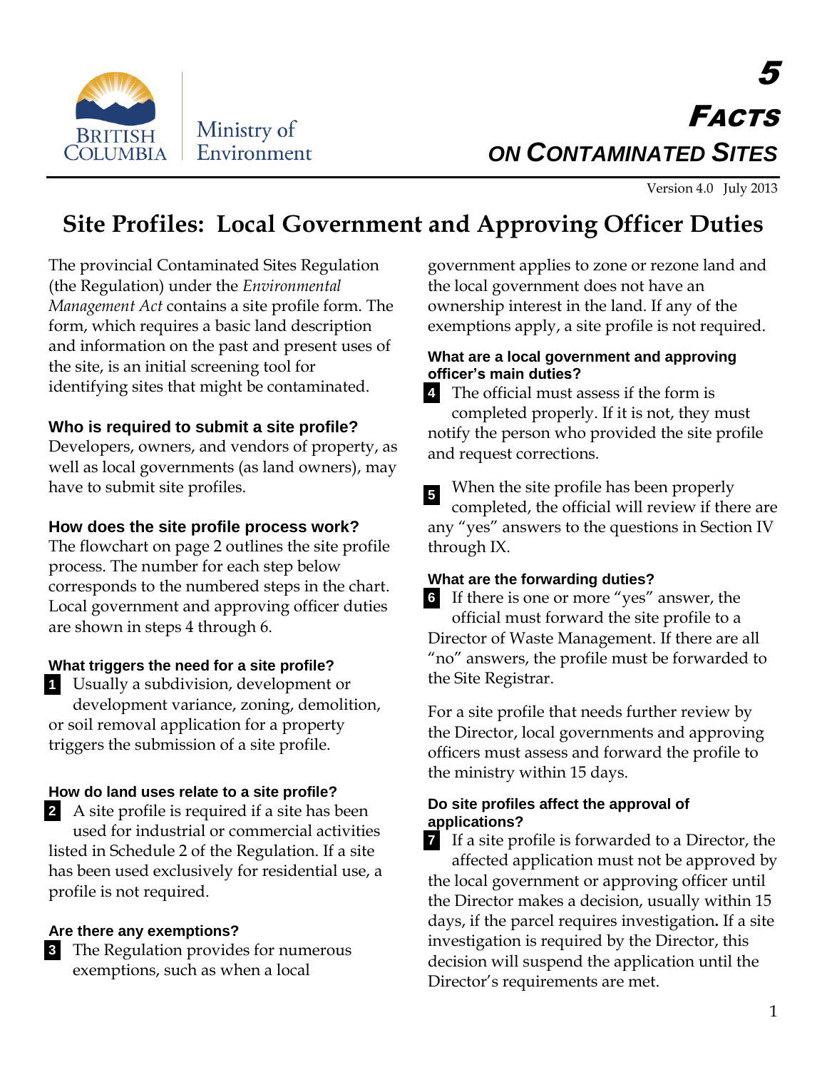British Columbia Ministry of Environment

# 5 Facts on Contaminated Sites

Version 4.0 July 2013

## Site Profiles: Local Government and Approving Officer Duties

The provincial Contaminated Sites Regulation (the Regulation) under the *Environmental Management Act* contains a site profile form. The form, which requires a basic land description and information on the past and present uses of the site, is an initial screening tool for identifying sites that might be contaminated.

### Who is required to submit a site profile?

Developers, owners, and vendors of property, as well as local governments (as land owners), may have to submit site profiles.

### How does the site profile process work?

The flowchart on page 2 outlines the site profile process. The number for each step below corresponds to the numbered steps in the chart. Local government and approving officer duties are shown in steps 4 through 6.

#### What triggers the need for a site profile?

**1** Usually a subdivision, development or development variance, zoning, demolition, or soil removal application for a property triggers the submission of a site profile.

#### How do land uses relate to a site profile?

**2** A site profile is required if a site has been used for industrial or commercial activities listed in Schedule 2 of the Regulation. If a site has been used exclusively for residential use, a profile is not required.

#### Are there any exemptions?

**3** The Regulation provides for numerous exemptions, such as when a local government applies to zone or rezone land and the local government does not have an ownership interest in the land. If any of the exemptions apply, a site profile is not required.

#### What are a local government and approving officer's main duties?

**4** The official must assess if the form is completed properly. If it is not, they must notify the person who provided the site profile and request corrections.

**5** When the site profile has been properly completed, the official will review if there are any "yes" answers to the questions in Section IV through IX.

#### What are the forwarding duties?

**6** If there is one or more "yes" answer, the official must forward the site profile to a Director of Waste Management. If there are all "no" answers, the profile must be forwarded to the Site Registrar.

For a site profile that needs further review by the Director, local governments and approving officers must assess and forward the profile to the ministry within 15 days.

#### Do site profiles affect the approval of applications?

**7** If a site profile is forwarded to a Director, the affected application must not be approved by the local government or approving officer until the Director makes a decision, usually within 15 days, if the parcel requires investigation**.** If a site investigation is required by the Director, this decision will suspend the application until the Director's requirements are met.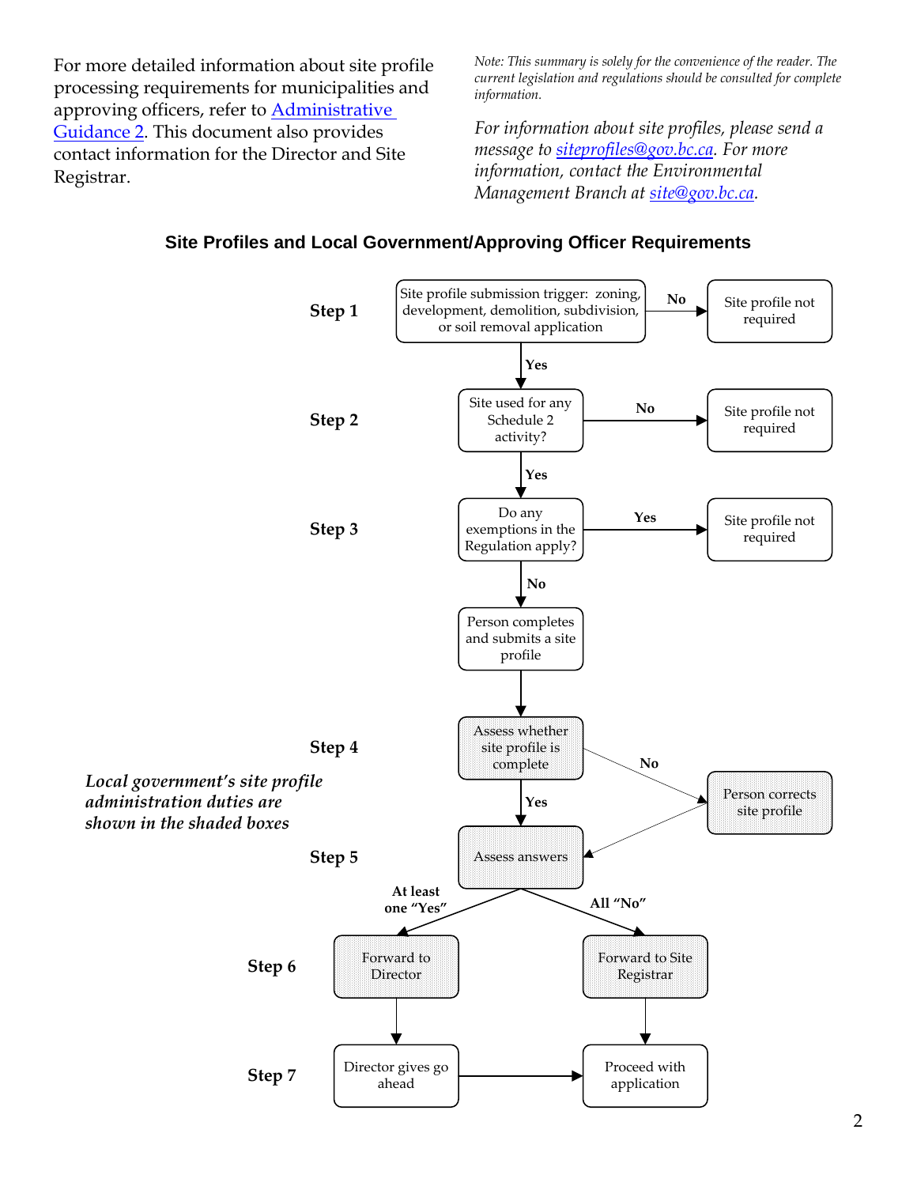For more detailed information about site profile processing requirements for municipalities and approving officers, refer to Administrative Guidance 2. This document also provides contact information for the Director and Site Registrar.

*Note: This summary is solely for the convenience of the reader. The current legislation and regulations should be consulted for complete information.*

*For information about site profiles, please send a message to siteprofiles@gov.bc.ca. For more information, contact the Environmental Management Branch at site@gov.bc.ca.*

## Site Profiles and Local Government/Approving Officer Requirements

**Step 1**

Site profile submission trigger: zoning, development, demolition, subdivision, or soil removal application

**No** → Site profile not required

**Yes** ↓

**Step 2**

Site used for any Schedule 2 activity?

**No** → Site profile not required

**Yes** ↓

**Step 3**

Do any exemptions in the Regulation apply?

**Yes** → Site profile not required

**No** ↓

Person completes and submits a site profile

↓

**Step 4**

Assess whether site profile is complete

**No** → Person corrects site profile → Assess answers

**Yes** ↓

*Local government's site profile administration duties are shown in the shaded boxes*

**Step 5**

Assess answers

**At least one "Yes"** → Forward to Director

**All "No"** → Forward to Site Registrar

**Step 6**

Forward to Director ↓

Forward to Site Registrar ↓

**Step 7**

Director gives go ahead → Proceed with application

Forward to Site Registrar → Proceed with application